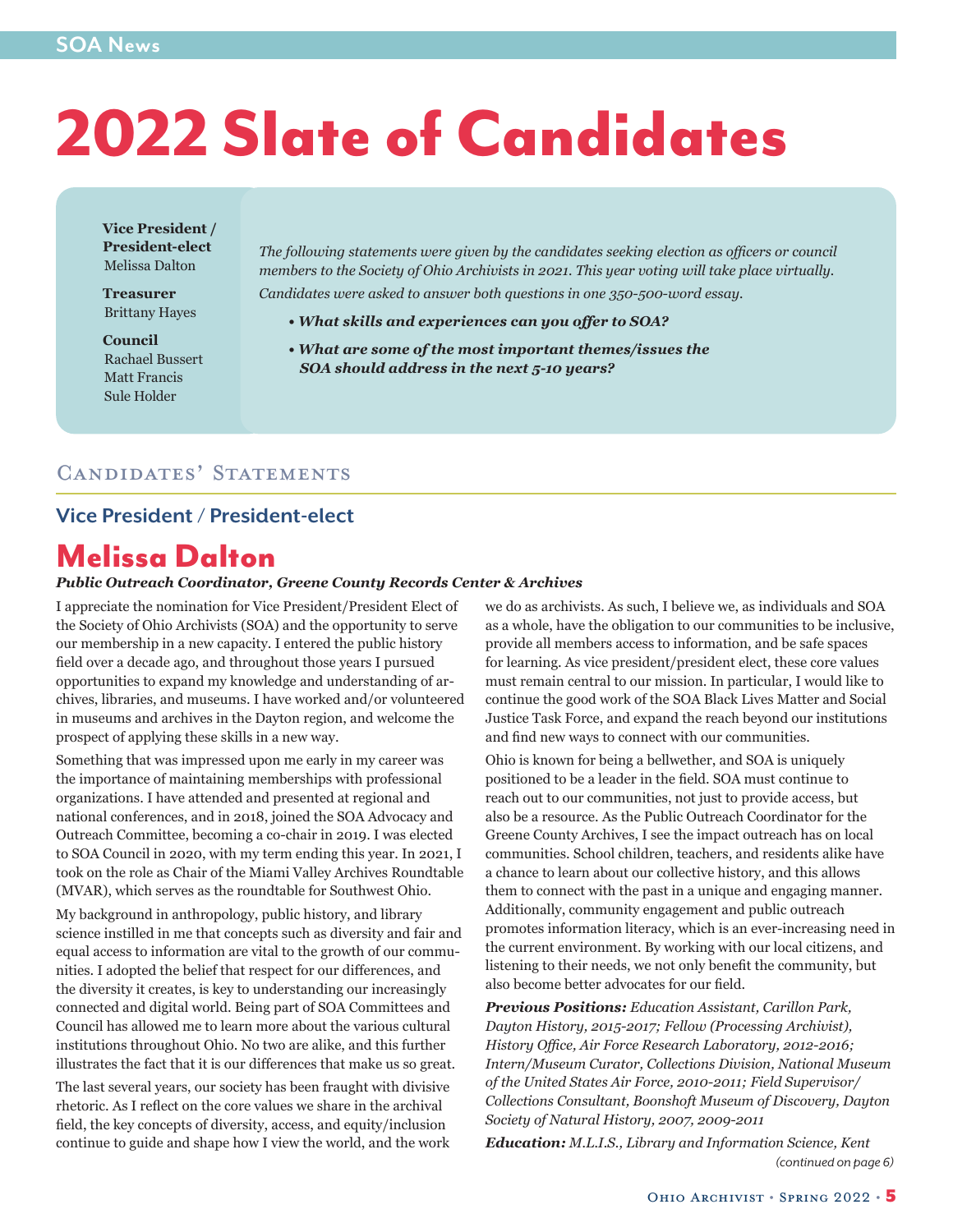# 2022 Slate of Candidates

**Vice President / President-elect**
Melissa Dalton

**Treasurer**
Brittany Hayes

**Council**
Rachael Bussert
Matt Francis
Sule Holder

*The following statements were given by the candidates seeking election as officers or council members to the Society of Ohio Archivists in 2021. This year voting will take place virtually. Candidates were asked to answer both questions in one 350-500-word essay.*

- ***What skills and experiences can you offer to SOA?***
- ***What are some of the most important themes/issues the SOA should address in the next 5-10 years?***

## Candidates' Statements

### Vice President / President-elect

## Melissa Dalton

***Public Outreach Coordinator, Greene County Records Center & Archives***

I appreciate the nomination for Vice President/President Elect of the Society of Ohio Archivists (SOA) and the opportunity to serve our membership in a new capacity. I entered the public history field over a decade ago, and throughout those years I pursued opportunities to expand my knowledge and understanding of archives, libraries, and museums. I have worked and/or volunteered in museums and archives in the Dayton region, and welcome the prospect of applying these skills in a new way.

Something that was impressed upon me early in my career was the importance of maintaining memberships with professional organizations. I have attended and presented at regional and national conferences, and in 2018, joined the SOA Advocacy and Outreach Committee, becoming a co-chair in 2019. I was elected to SOA Council in 2020, with my term ending this year. In 2021, I took on the role as Chair of the Miami Valley Archives Roundtable (MVAR), which serves as the roundtable for Southwest Ohio.

My background in anthropology, public history, and library science instilled in me that concepts such as diversity and fair and equal access to information are vital to the growth of our communities. I adopted the belief that respect for our differences, and the diversity it creates, is key to understanding our increasingly connected and digital world. Being part of SOA Committees and Council has allowed me to learn more about the various cultural institutions throughout Ohio. No two are alike, and this further illustrates the fact that it is our differences that make us so great.

The last several years, our society has been fraught with divisive rhetoric. As I reflect on the core values we share in the archival field, the key concepts of diversity, access, and equity/inclusion continue to guide and shape how I view the world, and the work we do as archivists. As such, I believe we, as individuals and SOA as a whole, have the obligation to our communities to be inclusive, provide all members access to information, and be safe spaces for learning. As vice president/president elect, these core values must remain central to our mission. In particular, I would like to continue the good work of the SOA Black Lives Matter and Social Justice Task Force, and expand the reach beyond our institutions and find new ways to connect with our communities.

Ohio is known for being a bellwether, and SOA is uniquely positioned to be a leader in the field. SOA must continue to reach out to our communities, not just to provide access, but also be a resource. As the Public Outreach Coordinator for the Greene County Archives, I see the impact outreach has on local communities. School children, teachers, and residents alike have a chance to learn about our collective history, and this allows them to connect with the past in a unique and engaging manner. Additionally, community engagement and public outreach promotes information literacy, which is an ever-increasing need in the current environment. By working with our local citizens, and listening to their needs, we not only benefit the community, but also become better advocates for our field.

***Previous Positions:*** *Education Assistant, Carillon Park, Dayton History, 2015-2017; Fellow (Processing Archivist), History Office, Air Force Research Laboratory, 2012-2016; Intern/Museum Curator, Collections Division, National Museum of the United States Air Force, 2010-2011; Field Supervisor/Collections Consultant, Boonshoft Museum of Discovery, Dayton Society of Natural History, 2007, 2009-2011*

***Education:*** *M.L.I.S., Library and Information Science, Kent*

*(continued on page 6)*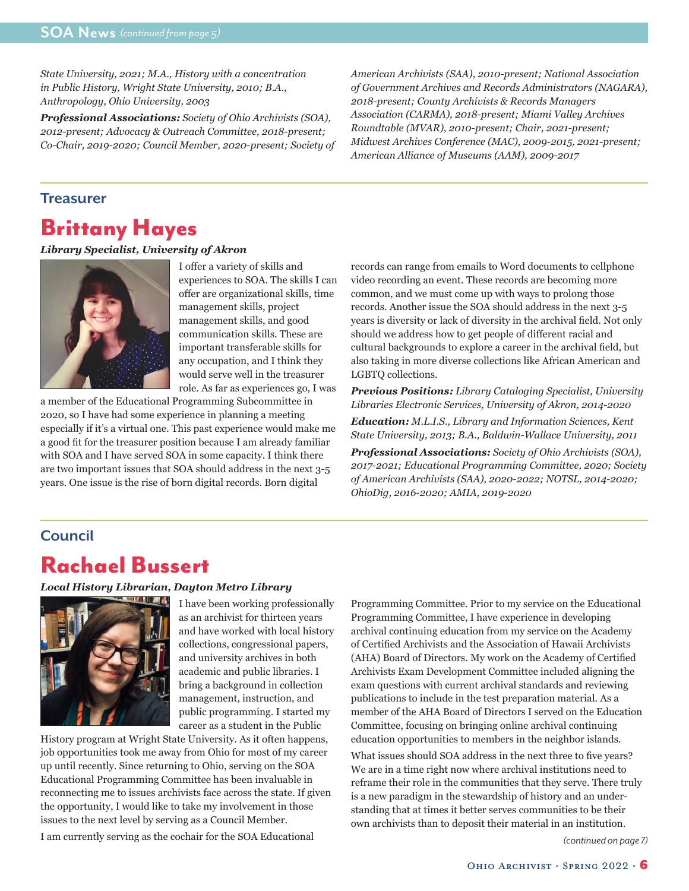*State University, 2021; M.A., History with a concentration in Public History, Wright State University, 2010; B.A., Anthropology, Ohio University, 2003*

***Professional Associations:*** *Society of Ohio Archivists (SOA), 2012-present; Advocacy & Outreach Committee, 2018-present; Co-Chair, 2019-2020; Council Member, 2020-present; Society of American Archivists (SAA), 2010-present; National Association of Government Archives and Records Administrators (NAGARA), 2018-present; County Archivists & Records Managers Association (CARMA), 2018-present; Miami Valley Archives Roundtable (MVAR), 2010-present; Chair, 2021-present; Midwest Archives Conference (MAC), 2009-2015, 2021-present; American Alliance of Museums (AAM), 2009-2017*

## Treasurer

# Brittany Hayes

***Library Specialist, University of Akron***

I offer a variety of skills and experiences to SOA. The skills I can offer are organizational skills, time management skills, project management skills, and good communication skills. These are important transferable skills for any occupation, and I think they would serve well in the treasurer role. As far as experiences go, I was a member of the Educational Programming Subcommittee in 2020, so I have had some experience in planning a meeting especially if it's a virtual one. This past experience would make me a good fit for the treasurer position because I am already familiar with SOA and I have served SOA in some capacity. I think there are two important issues that SOA should address in the next 3-5 years. One issue is the rise of born digital records. Born digital records can range from emails to Word documents to cellphone video recording an event. These records are becoming more common, and we must come up with ways to prolong those records. Another issue the SOA should address in the next 3-5 years is diversity or lack of diversity in the archival field. Not only should we address how to get people of different racial and cultural backgrounds to explore a career in the archival field, but also taking in more diverse collections like African American and LGBTQ collections.

***Previous Positions:*** *Library Cataloging Specialist, University Libraries Electronic Services, University of Akron, 2014-2020*

***Education:*** *M.L.I.S., Library and Information Sciences, Kent State University, 2013; B.A., Baldwin-Wallace University, 2011*

***Professional Associations:*** *Society of Ohio Archivists (SOA), 2017-2021; Educational Programming Committee, 2020; Society of American Archivists (SAA), 2020-2022; NOTSL, 2014-2020; OhioDig, 2016-2020; AMIA, 2019-2020*

## Council

# Rachael Bussert

***Local History Librarian, Dayton Metro Library***

I have been working professionally as an archivist for thirteen years and have worked with local history collections, congressional papers, and university archives in both academic and public libraries. I bring a background in collection management, instruction, and public programming. I started my career as a student in the Public History program at Wright State University. As it often happens, job opportunities took me away from Ohio for most of my career up until recently. Since returning to Ohio, serving on the SOA Educational Programming Committee has been invaluable in reconnecting me to issues archivists face across the state. If given the opportunity, I would like to take my involvement in those issues to the next level by serving as a Council Member.

I am currently serving as the cochair for the SOA Educational Programming Committee. Prior to my service on the Educational Programming Committee, I have experience in developing archival continuing education from my service on the Academy of Certified Archivists and the Association of Hawaii Archivists (AHA) Board of Directors. My work on the Academy of Certified Archivists Exam Development Committee included aligning the exam questions with current archival standards and reviewing publications to include in the test preparation material. As a member of the AHA Board of Directors I served on the Education Committee, focusing on bringing online archival continuing education opportunities to members in the neighbor islands.

What issues should SOA address in the next three to five years? We are in a time right now where archival institutions need to reframe their role in the communities that they serve. There truly is a new paradigm in the stewardship of history and an understanding that at times it better serves communities to be their own archivists than to deposit their material in an institution.

*(continued on page 7)*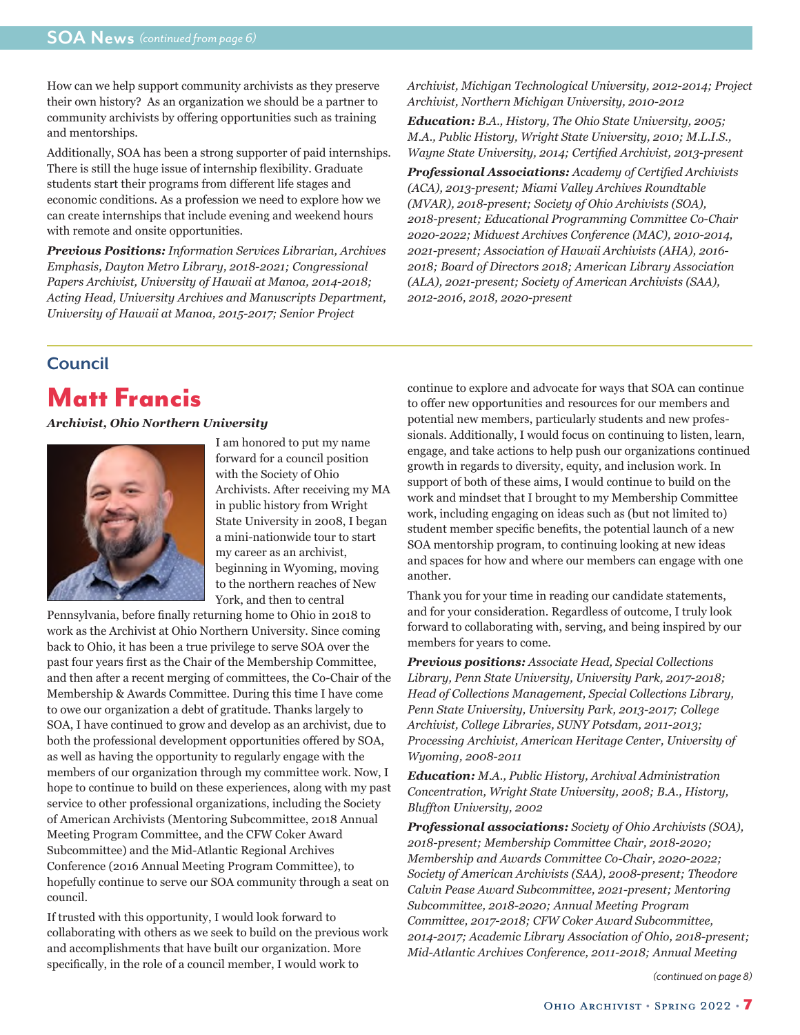How can we help support community archivists as they preserve their own history? As an organization we should be a partner to community archivists by offering opportunities such as training and mentorships.

Additionally, SOA has been a strong supporter of paid internships. There is still the huge issue of internship flexibility. Graduate students start their programs from different life stages and economic conditions. As a profession we need to explore how we can create internships that include evening and weekend hours with remote and onsite opportunities.

***Previous Positions:*** *Information Services Librarian, Archives Emphasis, Dayton Metro Library, 2018-2021; Congressional Papers Archivist, University of Hawaii at Manoa, 2014-2018; Acting Head, University Archives and Manuscripts Department, University of Hawaii at Manoa, 2015-2017; Senior Project Archivist, Michigan Technological University, 2012-2014; Project Archivist, Northern Michigan University, 2010-2012*

***Education:*** *B.A., History, The Ohio State University, 2005; M.A., Public History, Wright State University, 2010; M.L.I.S., Wayne State University, 2014; Certified Archivist, 2013-present*

***Professional Associations:*** *Academy of Certified Archivists (ACA), 2013-present; Miami Valley Archives Roundtable (MVAR), 2018-present; Society of Ohio Archivists (SOA), 2018-present; Educational Programming Committee Co-Chair 2020-2022; Midwest Archives Conference (MAC), 2010-2014, 2021-present; Association of Hawaii Archivists (AHA), 2016-2018; Board of Directors 2018; American Library Association (ALA), 2021-present; Society of American Archivists (SAA), 2012-2016, 2018, 2020-present*

## Council

# Matt Francis

***Archivist, Ohio Northern University***

I am honored to put my name forward for a council position with the Society of Ohio Archivists. After receiving my MA in public history from Wright State University in 2008, I began a mini-nationwide tour to start my career as an archivist, beginning in Wyoming, moving to the northern reaches of New York, and then to central Pennsylvania, before finally returning home to Ohio in 2018 to work as the Archivist at Ohio Northern University. Since coming back to Ohio, it has been a true privilege to serve SOA over the past four years first as the Chair of the Membership Committee, and then after a recent merging of committees, the Co-Chair of the Membership & Awards Committee. During this time I have come to owe our organization a debt of gratitude. Thanks largely to SOA, I have continued to grow and develop as an archivist, due to both the professional development opportunities offered by SOA, as well as having the opportunity to regularly engage with the members of our organization through my committee work. Now, I hope to continue to build on these experiences, along with my past service to other professional organizations, including the Society of American Archivists (Mentoring Subcommittee, 2018 Annual Meeting Program Committee, and the CFW Coker Award Subcommittee) and the Mid-Atlantic Regional Archives Conference (2016 Annual Meeting Program Committee), to hopefully continue to serve our SOA community through a seat on council.

If trusted with this opportunity, I would look forward to collaborating with others as we seek to build on the previous work and accomplishments that have built our organization. More specifically, in the role of a council member, I would work to continue to explore and advocate for ways that SOA can continue to offer new opportunities and resources for our members and potential new members, particularly students and new professionals. Additionally, I would focus on continuing to listen, learn, engage, and take actions to help push our organizations continued growth in regards to diversity, equity, and inclusion work. In support of both of these aims, I would continue to build on the work and mindset that I brought to my Membership Committee work, including engaging on ideas such as (but not limited to) student member specific benefits, the potential launch of a new SOA mentorship program, to continuing looking at new ideas and spaces for how and where our members can engage with one another.

Thank you for your time in reading our candidate statements, and for your consideration. Regardless of outcome, I truly look forward to collaborating with, serving, and being inspired by our members for years to come.

***Previous positions:*** *Associate Head, Special Collections Library, Penn State University, University Park, 2017-2018; Head of Collections Management, Special Collections Library, Penn State University, University Park, 2013-2017; College Archivist, College Libraries, SUNY Potsdam, 2011-2013; Processing Archivist, American Heritage Center, University of Wyoming, 2008-2011*

***Education:*** *M.A., Public History, Archival Administration Concentration, Wright State University, 2008; B.A., History, Bluffton University, 2002*

***Professional associations:*** *Society of Ohio Archivists (SOA), 2018-present; Membership Committee Chair, 2018-2020; Membership and Awards Committee Co-Chair, 2020-2022; Society of American Archivists (SAA), 2008-present; Theodore Calvin Pease Award Subcommittee, 2021-present; Mentoring Subcommittee, 2018-2020; Annual Meeting Program Committee, 2017-2018; CFW Coker Award Subcommittee, 2014-2017; Academic Library Association of Ohio, 2018-present; Mid-Atlantic Archives Conference, 2011-2018; Annual Meeting*

(continued on page 8)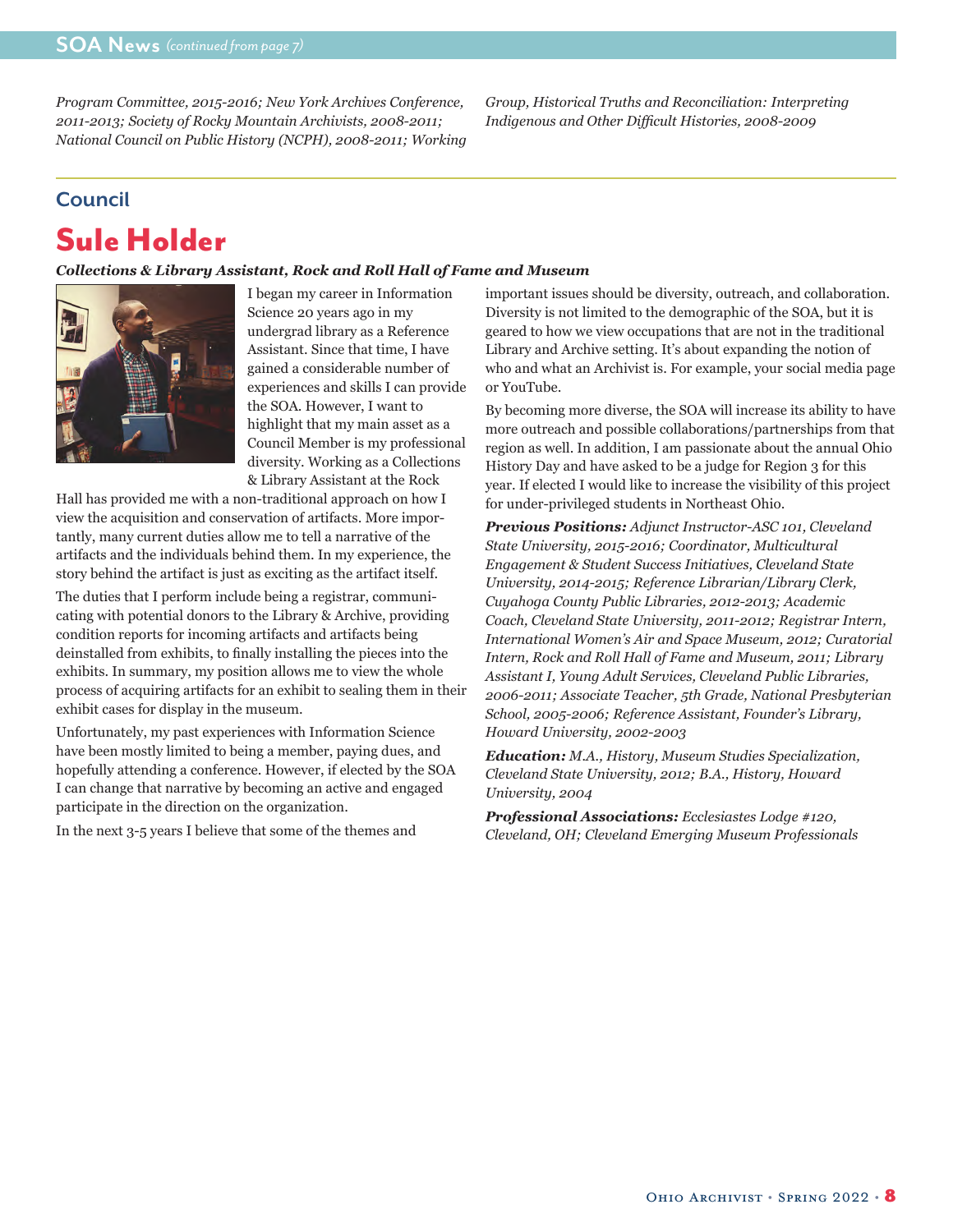*Program Committee, 2015-2016; New York Archives Conference, 2011-2013; Society of Rocky Mountain Archivists, 2008-2011; National Council on Public History (NCPH), 2008-2011; Working Group, Historical Truths and Reconciliation: Interpreting Indigenous and Other Difficult Histories, 2008-2009*

## Council

# Sule Holder

***Collections & Library Assistant, Rock and Roll Hall of Fame and Museum***

I began my career in Information Science 20 years ago in my undergrad library as a Reference Assistant. Since that time, I have gained a considerable number of experiences and skills I can provide the SOA. However, I want to highlight that my main asset as a Council Member is my professional diversity. Working as a Collections & Library Assistant at the Rock Hall has provided me with a non-traditional approach on how I view the acquisition and conservation of artifacts. More importantly, many current duties allow me to tell a narrative of the artifacts and the individuals behind them. In my experience, the story behind the artifact is just as exciting as the artifact itself.

The duties that I perform include being a registrar, communicating with potential donors to the Library & Archive, providing condition reports for incoming artifacts and artifacts being deinstalled from exhibits, to finally installing the pieces into the exhibits. In summary, my position allows me to view the whole process of acquiring artifacts for an exhibit to sealing them in their exhibit cases for display in the museum.

Unfortunately, my past experiences with Information Science have been mostly limited to being a member, paying dues, and hopefully attending a conference. However, if elected by the SOA I can change that narrative by becoming an active and engaged participate in the direction on the organization.

In the next 3-5 years I believe that some of the themes and important issues should be diversity, outreach, and collaboration. Diversity is not limited to the demographic of the SOA, but it is geared to how we view occupations that are not in the traditional Library and Archive setting. It's about expanding the notion of who and what an Archivist is. For example, your social media page or YouTube.

By becoming more diverse, the SOA will increase its ability to have more outreach and possible collaborations/partnerships from that region as well. In addition, I am passionate about the annual Ohio History Day and have asked to be a judge for Region 3 for this year. If elected I would like to increase the visibility of this project for under-privileged students in Northeast Ohio.

***Previous Positions:*** *Adjunct Instructor-ASC 101, Cleveland State University, 2015-2016; Coordinator, Multicultural Engagement & Student Success Initiatives, Cleveland State University, 2014-2015; Reference Librarian/Library Clerk, Cuyahoga County Public Libraries, 2012-2013; Academic Coach, Cleveland State University, 2011-2012; Registrar Intern, International Women's Air and Space Museum, 2012; Curatorial Intern, Rock and Roll Hall of Fame and Museum, 2011; Library Assistant I, Young Adult Services, Cleveland Public Libraries, 2006-2011; Associate Teacher, 5th Grade, National Presbyterian School, 2005-2006; Reference Assistant, Founder's Library, Howard University, 2002-2003*

***Education:*** *M.A., History, Museum Studies Specialization, Cleveland State University, 2012; B.A., History, Howard University, 2004*

***Professional Associations:*** *Ecclesiastes Lodge #120, Cleveland, OH; Cleveland Emerging Museum Professionals*